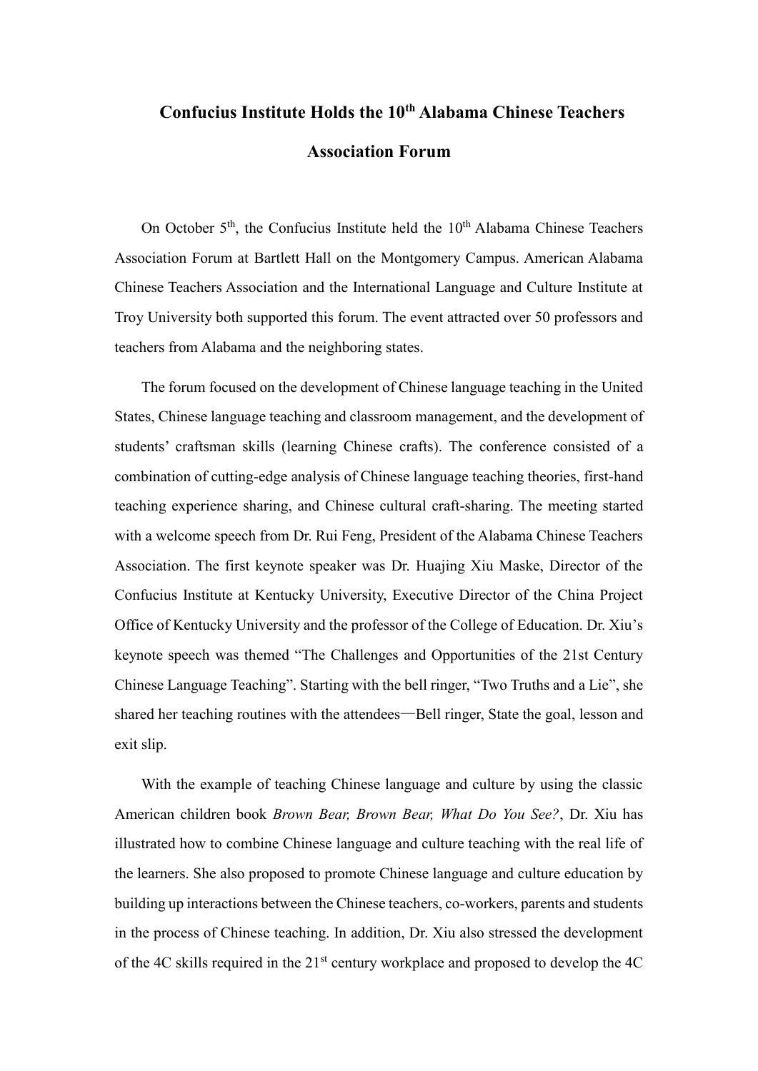# Confucius Institute Holds the 10th Alabama Chinese Teachers Association Forum

On October 5th, the Confucius Institute held the 10th Alabama Chinese Teachers Association Forum at Bartlett Hall on the Montgomery Campus. American Alabama Chinese Teachers Association and the International Language and Culture Institute at Troy University both supported this forum. The event attracted over 50 professors and teachers from Alabama and the neighboring states.

The forum focused on the development of Chinese language teaching in the United States, Chinese language teaching and classroom management, and the development of students' craftsman skills (learning Chinese crafts). The conference consisted of a combination of cutting-edge analysis of Chinese language teaching theories, first-hand teaching experience sharing, and Chinese cultural craft-sharing. The meeting started with a welcome speech from Dr. Rui Feng, President of the Alabama Chinese Teachers Association. The first keynote speaker was Dr. Huajing Xiu Maske, Director of the Confucius Institute at Kentucky University, Executive Director of the China Project Office of Kentucky University and the professor of the College of Education. Dr. Xiu's keynote speech was themed "The Challenges and Opportunities of the 21st Century Chinese Language Teaching". Starting with the bell ringer, "Two Truths and a Lie", she shared her teaching routines with the attendees—Bell ringer, State the goal, lesson and exit slip.

With the example of teaching Chinese language and culture by using the classic American children book *Brown Bear, Brown Bear, What Do You See?*, Dr. Xiu has illustrated how to combine Chinese language and culture teaching with the real life of the learners. She also proposed to promote Chinese language and culture education by building up interactions between the Chinese teachers, co-workers, parents and students in the process of Chinese teaching. In addition, Dr. Xiu also stressed the development of the 4C skills required in the 21st century workplace and proposed to develop the 4C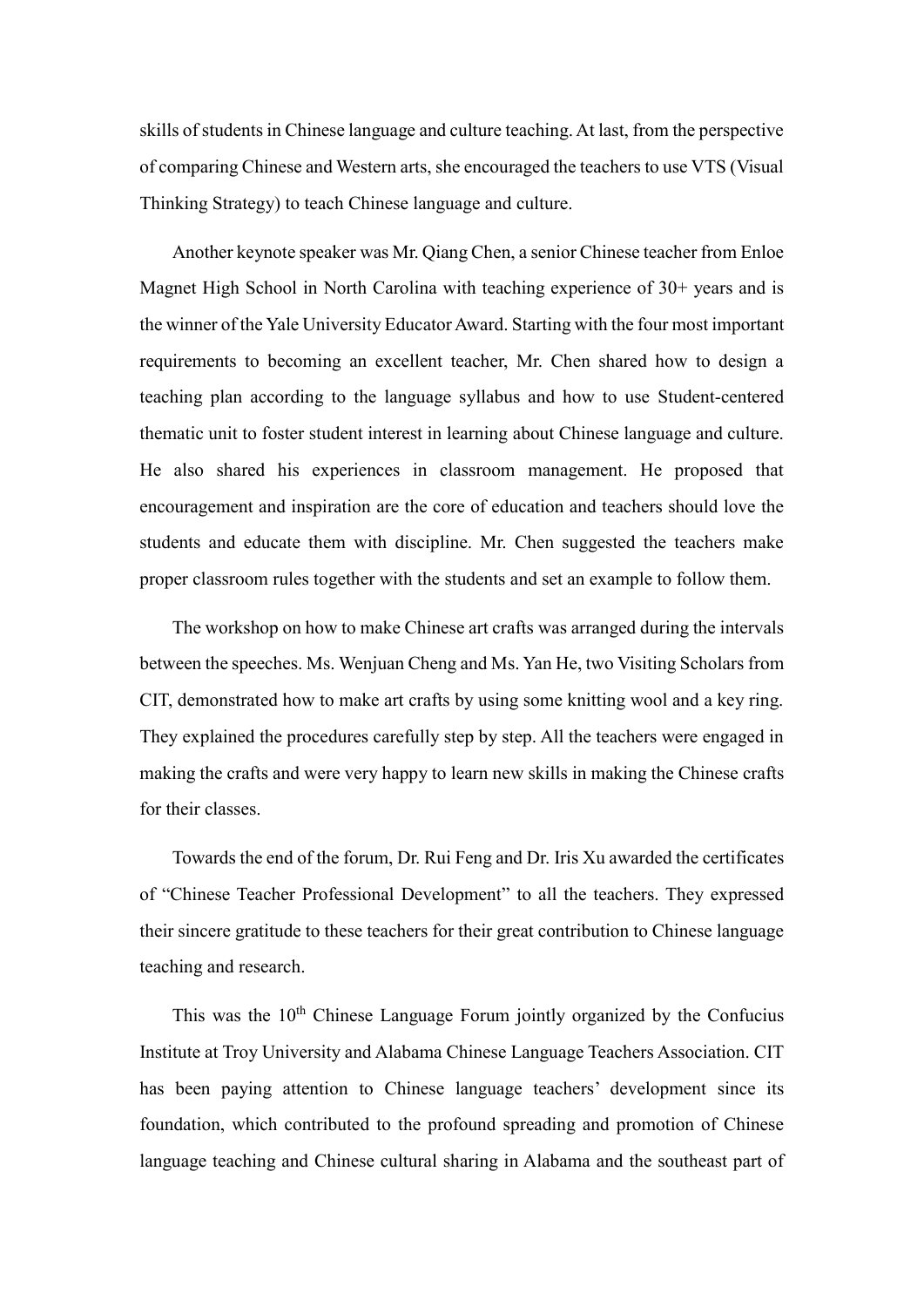skills of students in Chinese language and culture teaching. At last, from the perspective of comparing Chinese and Western arts, she encouraged the teachers to use VTS (Visual Thinking Strategy) to teach Chinese language and culture.

Another keynote speaker was Mr. Qiang Chen, a senior Chinese teacher from Enloe Magnet High School in North Carolina with teaching experience of 30+ years and is the winner of the Yale University Educator Award. Starting with the four most important requirements to becoming an excellent teacher, Mr. Chen shared how to design a teaching plan according to the language syllabus and how to use Student-centered thematic unit to foster student interest in learning about Chinese language and culture. He also shared his experiences in classroom management. He proposed that encouragement and inspiration are the core of education and teachers should love the students and educate them with discipline. Mr. Chen suggested the teachers make proper classroom rules together with the students and set an example to follow them.

The workshop on how to make Chinese art crafts was arranged during the intervals between the speeches. Ms. Wenjuan Cheng and Ms. Yan He, two Visiting Scholars from CIT, demonstrated how to make art crafts by using some knitting wool and a key ring. They explained the procedures carefully step by step. All the teachers were engaged in making the crafts and were very happy to learn new skills in making the Chinese crafts for their classes.

Towards the end of the forum, Dr. Rui Feng and Dr. Iris Xu awarded the certificates of "Chinese Teacher Professional Development" to all the teachers. They expressed their sincere gratitude to these teachers for their great contribution to Chinese language teaching and research.

This was the 10th Chinese Language Forum jointly organized by the Confucius Institute at Troy University and Alabama Chinese Language Teachers Association. CIT has been paying attention to Chinese language teachers' development since its foundation, which contributed to the profound spreading and promotion of Chinese language teaching and Chinese cultural sharing in Alabama and the southeast part of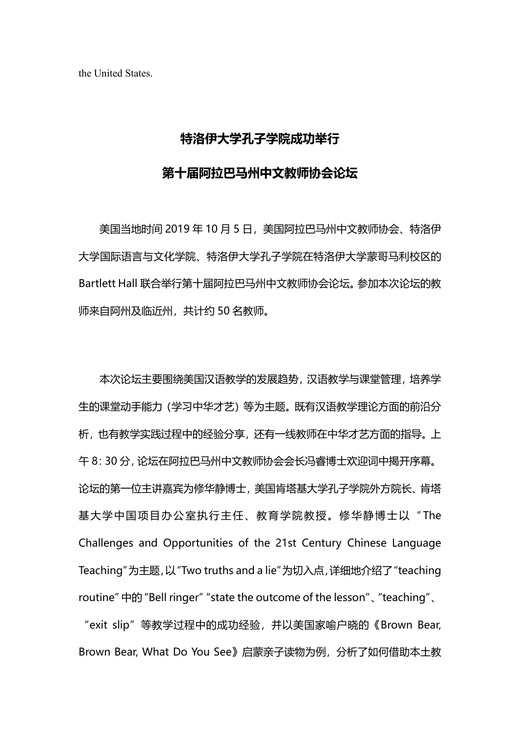the United States.

## 特洛伊大学孔子学院成功举行

## 第十届阿拉巴马州中文教师协会论坛

美国当地时间 2019 年 10 月 5 日，美国阿拉巴马州中文教师协会、特洛伊大学国际语言与文化学院、特洛伊大学孔子学院在特洛伊大学蒙哥马利校区的 Bartlett Hall 联合举行第十届阿拉巴马州中文教师协会论坛。参加本次论坛的教师来自阿州及临近州，共计约 50 名教师。

本次论坛主要围绕美国汉语教学的发展趋势，汉语教学与课堂管理，培养学生的课堂动手能力（学习中华才艺）等为主题。既有汉语教学理论方面的前沿分析，也有教学实践过程中的经验分享，还有一线教师在中华才艺方面的指导。上午 8：30 分，论坛在阿拉巴马州中文教师协会会长冯睿博士欢迎词中揭开序幕。论坛的第一位主讲嘉宾为修华静博士，美国肯塔基大学孔子学院外方院长、肯塔基大学中国项目办公室执行主任、教育学院教授。修华静博士以“The Challenges and Opportunities of the 21st Century Chinese Language Teaching”为主题，以“Two truths and a lie”为切入点，详细地介绍了“teaching routine”中的“Bell ringer”“state the outcome of the lesson”、“teaching”、“exit slip”等教学过程中的成功经验，并以美国家喻户晓的《Brown Bear, Brown Bear, What Do You See》启蒙亲子读物为例，分析了如何借助本土教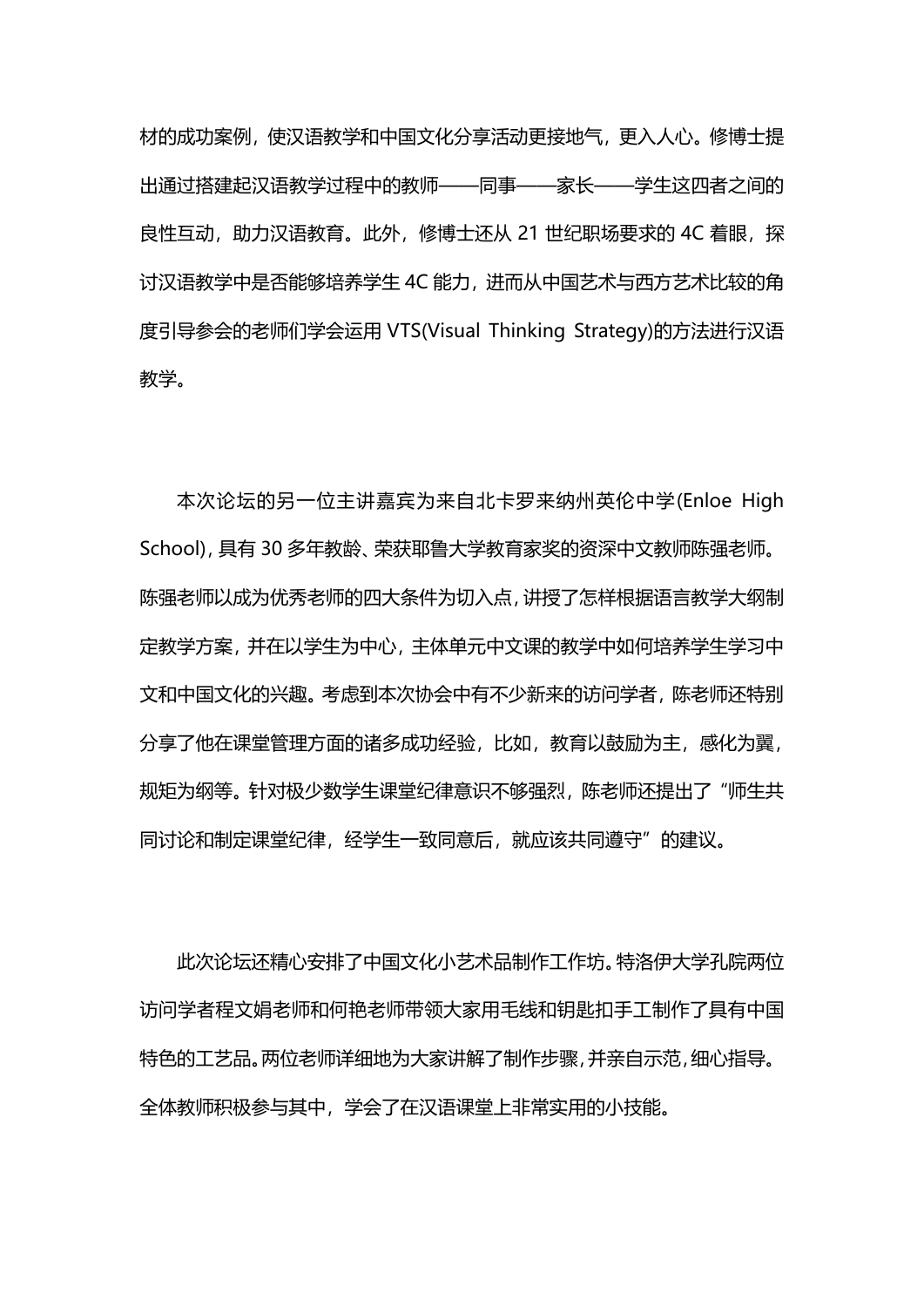材的成功案例，使汉语教学和中国文化分享活动更接地气，更入人心。修博士提出通过搭建起汉语教学过程中的教师——同事——家长——学生这四者之间的良性互动，助力汉语教育。此外，修博士还从 21 世纪职场要求的 4C 着眼，探讨汉语教学中是否能够培养学生 4C 能力，进而从中国艺术与西方艺术比较的角度引导参会的老师们学会运用 VTS(Visual Thinking Strategy)的方法进行汉语教学。

本次论坛的另一位主讲嘉宾为来自北卡罗来纳州英伦中学(Enloe High School)，具有 30 多年教龄、荣获耶鲁大学教育家奖的资深中文教师陈强老师。陈强老师以成为优秀老师的四大条件为切入点，讲授了怎样根据语言教学大纲制定教学方案，并在以学生为中心，主体单元中文课的教学中如何培养学生学习中文和中国文化的兴趣。考虑到本次协会中有不少新来的访问学者，陈老师还特别分享了他在课堂管理方面的诸多成功经验，比如，教育以鼓励为主，感化为翼，规矩为纲等。针对极少数学生课堂纪律意识不够强烈，陈老师还提出了“师生共同讨论和制定课堂纪律，经学生一致同意后，就应该共同遵守”的建议。

此次论坛还精心安排了中国文化小艺术品制作工作坊。特洛伊大学孔院两位访问学者程文娟老师和何艳老师带领大家用毛线和钥匙扣手工制作了具有中国特色的工艺品。两位老师详细地为大家讲解了制作步骤，并亲自示范，细心指导。全体教师积极参与其中，学会了在汉语课堂上非常实用的小技能。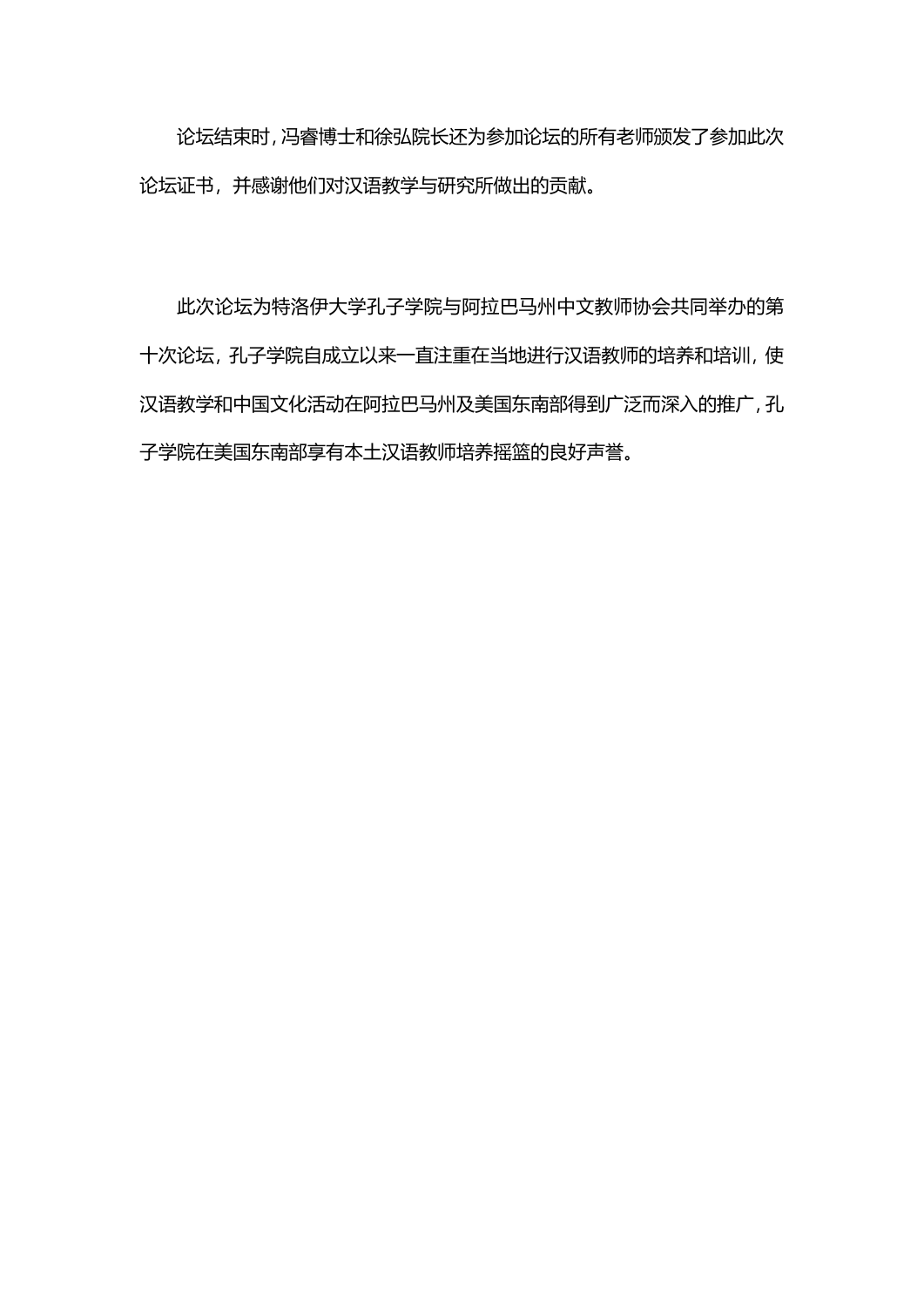论坛结束时，冯睿博士和徐弘院长还为参加论坛的所有老师颁发了参加此次论坛证书，并感谢他们对汉语教学与研究所做出的贡献。

此次论坛为特洛伊大学孔子学院与阿拉巴马州中文教师协会共同举办的第十次论坛，孔子学院自成立以来一直注重在当地进行汉语教师的培养和培训，使汉语教学和中国文化活动在阿拉巴马州及美国东南部得到广泛而深入的推广，孔子学院在美国东南部享有本土汉语教师培养摇篮的良好声誉。